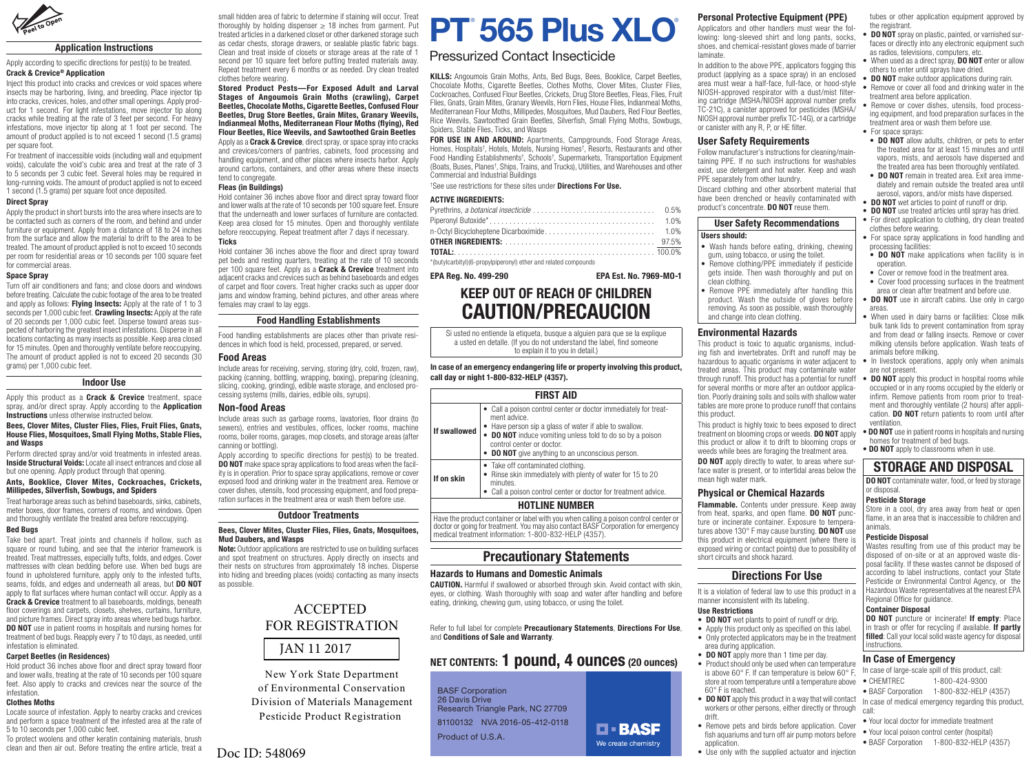Peel to Open

## Application Instructions

Apply according to specific directions for pest(s) to be treated.

### Crack & Crevice® Application

Inject this product into cracks and crevices or void spaces where insects may be harboring, living, and breeding. Place injector tip into cracks, crevices, holes, and other small openings. Apply product for 1 second. For light infestations, move injector tip along cracks while treating at the rate of 3 feet per second. For heavy infestations, move injector tip along at 1 foot per second. The amount of product applied is to not exceed 1 second (1.5 grams) per square foot.

For treatment of inaccessible voids (including wall and equipment voids), calculate the void's cubic area and treat at the rate of 3 to 5 seconds per 3 cubic feet. Several holes may be required in long-running voids. The amount of product applied is not to exceed 1 second (1.5 grams) per square foot once deposited.

### Direct Spray

Apply the product in short bursts into the area where insects are to be contacted such as corners of the room, and behind and under furniture or equipment. Apply from a distance of 18 to 24 inches from the surface and allow the material to drift to the area to be treated. The amount of product applied is not to exceed 10 seconds per room for residential areas or 10 seconds per 100 square feet for commercial areas.

### Space Spray

Turn off air conditioners and fans; and close doors and windows before treating. Calculate the cubic footage of the area to be treated and apply as follows: **Flying Insects:** Apply at the rate of 1 to 3 seconds per 1,000 cubic feet. **Crawling Insects:** Apply at the rate of 20 seconds per 1,000 cubic feet. Disperse toward areas suspected of harboring the greatest insect infestations. Disperse in all locations contacting as many insects as possible. Keep area closed for 15 minutes. Open and thoroughly ventilate before reoccupying. The amount of product applied is not to exceed 20 seconds (30 grams) per 1,000 cubic feet.

## Indoor Use

Apply this product as a **Crack & Crevice** treatment, space spray, and/or direct spray. Apply according to the **Application Instructions** unless otherwise instructed below.

### Bees, Clover Mites, Cluster Flies, Flies, Fruit Flies, Gnats, House Flies, Mosquitoes, Small Flying Moths, Stable Flies, and Wasps

Perform directed spray and/or void treatments in infested areas. **Inside Structural Voids:** Locate all insect entrances and close all but one opening. Apply product through that opening.

### Ants, Booklice, Clover Mites, Cockroaches, Crickets, Millipedes, Silverfish, Sowbugs, and Spiders

Treat harborage areas such as behind baseboards, sinks, cabinets, meter boxes, door frames, corners of rooms, and windows. Open and thoroughly ventilate the treated area before reoccupying.

### Bed Bugs

Take bed apart. Treat joints and channels if hollow, such as square or round tubing, and see that the interior framework is treated. Treat mattresses, especially tufts, folds, and edges. Cover mattresses with clean bedding before use. When bed bugs are found in upholstered furniture, apply only to the infested tufts, seams, folds, and edges and underneath all areas, but **DO NOT** apply to flat surfaces where human contact will occur. Apply as a **Crack & Crevice** treatment to all baseboards, moldings, beneath floor coverings and carpets, closets, shelves, curtains, furniture, and picture frames. Direct spray into areas where bed bugs harbor. **DO NOT** use in patient rooms in hospitals and nursing homes for treatment of bed bugs. Reapply every 7 to 10 days, as needed, until infestation is eliminated.

### Carpet Beetles (in Residences)

Hold product 36 inches above floor and direct spray toward floor and lower walls, treating at the rate of 10 seconds per 100 square feet. Also apply to cracks and crevices near the source of the infestation.

### Clothes Moths

Locate source of infestation. Apply to nearby cracks and crevices and perform a space treatment of the infested area at the rate of 5 to 10 seconds per 1,000 cubic feet.

To protect woolens and other keratin containing materials, brush clean and then air out. Before treating the entire article, treat a small hidden area of fabric to determine if staining will occur. Treat thoroughly by holding dispenser ≥ 18 inches from garment. Put treated articles in a darkened closet or other darkened storage such as cedar chests, storage drawers, or sealable plastic fabric bags. Clean and treat inside of closets or storage areas at the rate of 1 second per 10 square feet before putting treated materials away. Repeat treatment every 6 months or as needed. Dry clean treated clothes before wearing.

### Stored Product Pests—For Exposed Adult and Larval Stages of Angoumois Grain Moths (crawling), Carpet Beetles, Chocolate Moths, Cigarette Beetles, Confused Flour Beetles, Drug Store Beetles, Grain Mites, Granary Weevils, Indianmeal Moths, Mediterranean Flour Moths (flying), Red Flour Beetles, Rice Weevils, and Sawtoothed Grain Beetles

Apply as a **Crack & Crevice**, direct spray, or space spray into cracks and crevices/corners of pantries, cabinets, food processing and handling equipment, and other places where insects harbor. Apply around cartons, containers, and other areas where these insects tend to congregate.

### Fleas (in Buildings)

Hold container 36 inches above floor and direct spray toward floor and lower walls at the rate of 10 seconds per 100 square feet. Ensure that the underneath and lower surfaces of furniture are contacted. Keep area closed for 15 minutes. Open and thoroughly ventilate before reoccupying. Repeat treatment after 7 days if necessary.

### Ticks

Hold container 36 inches above the floor and direct spray toward pet beds and resting quarters, treating at the rate of 10 seconds per 100 square feet. Apply as a **Crack & Crevice** treatment into adjacent cracks and crevices such as behind baseboards and edges of carpet and floor covers. Treat higher cracks such as upper door jams and window framing, behind pictures, and other areas where females may crawl to lay eggs.

## Food Handling Establishments

Food handling establishments are places other than private residences in which food is held, processed, prepared, or served.

### Food Areas

Include areas for receiving, serving, storing (dry, cold, frozen, raw), packing (canning, bottling, wrapping, boxing), preparing (cleaning, slicing, cooking, grinding), edible waste storage, and enclosed processing systems (mills, dairies, edible oils, syrups).

### Non-food Areas

Include areas such as garbage rooms, lavatories, floor drains (to sewers), entries and vestibules, offices, locker rooms, machine rooms, boiler rooms, garages, mop closets, and storage areas (after canning or bottling).

Apply according to specific directions for pest(s) to be treated. **DO NOT** make space spray applications to food areas when the facility is in operation. Prior to space spray applications, remove or cover exposed food and drinking water in the treatment area. Remove or cover dishes, utensils, food processing equipment, and food preparation surfaces in the treatment area or wash them before use.

## Outdoor Treatments

### Bees, Clover Mites, Cluster Flies, Flies, Gnats, Mosquitoes, Mud Daubers, and Wasps

**Note:** Outdoor applications are restricted to use on building surfaces and spot treatment on structures. Apply directly on insects and their nests on structures from approximately 18 inches. Disperse into hiding and breeding places (voids) contacting as many insects as possible.

ACCEPTED
FOR REGISTRATION

JAN 11 2017

New York State Department
of Environmental Conservation
Division of Materials Management
Pesticide Product Registration

Doc ID: 548069

# PT® 565 Plus XLO®

## Pressurized Contact Insecticide

**KILLS:** Angoumois Grain Moths, Ants, Bed Bugs, Bees, Booklice, Carpet Beetles, Chocolate Moths, Cigarette Beetles, Clothes Moths, Clover Mites, Cluster Flies, Cockroaches, Confused Flour Beetles, Crickets, Drug Store Beetles, Fleas, Flies, Fruit Flies, Gnats, Grain Mites, Granary Weevils, Horn Flies, House Flies, Indianmeal Moths, Mediterranean Flour Moths, Millipedes, Mosquitoes, Mud Daubers, Red Flour Beetles, Rice Weevils, Sawtoothed Grain Beetles, Silverfish, Small Flying Moths, Sowbugs, Spiders, Stable Flies, Ticks, and Wasps

**FOR USE IN AND AROUND:** Apartments, Campgrounds, Food Storage Areas, Homes, Hospitals†, Hotels, Motels, Nursing Homes†, Resorts, Restaurants and other Food Handling Establishments†, Schools†, Supermarkets, Transportation Equipment (Boats, Buses, Planes†, Ships, Trains, and Trucks), Utilities, and Warehouses and other Commercial and Industrial Buildings

†See use restrictions for these sites under **Directions For Use.**

**ACTIVE INGREDIENTS:**

| | |
|---|---|
| Pyrethrins, *a botanical insecticide* | 0.5% |
| Piperonyl Butoxide* | 1.0% |
| n-Octyl Bicycloheptene Dicarboximide | 1.0% |
| **OTHER INGREDIENTS:** | 97.5% |
| **TOTAL:** | 100.0% |

*(butylcarbityl)(6-propylpiperonyl) ether and related compounds

**EPA Reg. No. 499-290** **EPA Est. No. 7969-MO-1**

## KEEP OUT OF REACH OF CHILDREN
## CAUTION/PRECAUCION

Si usted no entiende la etiqueta, busque a alguien para que se la explique a usted en detalle. (If you do not understand the label, find someone to explain it to you in detail.)

**In case of an emergency endangering life or property involving this product, call day or night 1-800-832-HELP (4357).**

| FIRST AID | |
|---|---|
| **If swallowed** | • Call a poison control center or doctor immediately for treatment advice.<br>• Have person sip a glass of water if able to swallow.<br>• **DO NOT** induce vomiting unless told to do so by a poison control center or doctor.<br>• **DO NOT** give anything to an unconscious person. |
| **If on skin** | • Take off contaminated clothing.<br>• Rinse skin immediately with plenty of water for 15 to 20 minutes.<br>• Call a poison control center or doctor for treatment advice. |
| **HOTLINE NUMBER** | |
| Have the product container or label with you when calling a poison control center or doctor or going for treatment. You may also contact BASF Corporation for emergency medical treatment information: 1-800-832-HELP (4357). | |

## Precautionary Statements

### Hazards to Humans and Domestic Animals

**CAUTION.** Harmful if swallowed or absorbed through skin. Avoid contact with skin, eyes, or clothing. Wash thoroughly with soap and water after handling and before eating, drinking, chewing gum, using tobacco, or using the toilet.

Refer to full label for complete **Precautionary Statements**, **Directions For Use**, and **Conditions of Sale and Warranty**.

## NET CONTENTS: 1 pound, 4 ounces (20 ounces)

BASF Corporation
26 Davis Drive
Research Triangle Park, NC 27709

81100132 NVA 2016-05-412-0118

Product of U.S.A.

BASF
We create chemistry

### Personal Protective Equipment (PPE)

Applicators and other handlers must wear the following: long-sleeved shirt and long pants, socks, shoes, and chemical-resistant gloves made of barrier laminate.

In addition to the above PPE, applicators fogging this product (applying as a space spray) in an enclosed area must wear a half-face, full-face, or hood-style NIOSH-approved respirator with a dust/mist filtering cartridge (MSHA/NIOSH approval number prefix TC-21C), a canister approved for pesticides (MSHA/NIOSH approval number prefix TC-14G), or a cartridge or canister with any R, P, or HE filter.

### User Safety Requirements

Follow manufacturer's instructions for cleaning/maintaining PPE. If no such instructions for washables exist, use detergent and hot water. Keep and wash PPE separately from other laundry.

Discard clothing and other absorbent material that have been drenched or heavily contaminated with product's concentrate. **DO NOT** reuse them.

### User Safety Recommendations

**Users should:**

- Wash hands before eating, drinking, chewing gum, using tobacco, or using the toilet.
- Remove clothing/PPE immediately if pesticide gets inside. Then wash thoroughly and put on clean clothing.
- Remove PPE immediately after handling this product. Wash the outside of gloves before removing. As soon as possible, wash thoroughly and change into clean clothing.

### Environmental Hazards

This product is toxic to aquatic organisms, including fish and invertebrates. Drift and runoff may be hazardous to aquatic organisms in water adjacent to treated areas. This product may contaminate water through runoff. This product has a potential for runoff for several months or more after an outdoor application. Poorly draining soils and soils with shallow water tables are more prone to produce runoff that contains this product.

This product is highly toxic to bees exposed to direct treatment on blooming crops or weeds. **DO NOT** apply this product or allow it to drift to blooming crops or weeds while bees are foraging the treatment area.

**DO NOT** apply directly to water, to areas where surface water is present, or to intertidal areas below the mean high water mark.

### Physical or Chemical Hazards

**Flammable.** Contents under pressure. Keep away from heat, sparks, and open flame. **DO NOT** puncture or incinerate container. Exposure to temperatures above 130° F may cause bursting. **DO NOT** use this product in electrical equipment (where there is exposed wiring or contact points) due to possibility of short circuits and shock hazard.

## Directions For Use

It is a violation of federal law to use this product in a manner inconsistent with its labeling.

### Use Restrictions

- **DO NOT** wet plants to point of runoff or drip.
- Apply this product only as specified on this label.
- Only protected applicators may be in the treatment area during application.
- **DO NOT** apply more than 1 time per day.
- Product should only be used when can temperature is above 60° F. If can temperature is below 60° F, store at room temperature until a temperature above 60° F is reached.
- **DO NOT** apply this product in a way that will contact workers or other persons, either directly or through drift.
- Remove pets and birds before application. Cover fish aquariums and turn off air pump motors before application.
- Use only with the supplied actuator and injection tubes or other application equipment approved by the registrant.
- **DO NOT** spray on plastic, painted, or varnished surfaces or directly into any electronic equipment such as radios, televisions, computers, etc.
- When used as a direct spray, **DO NOT** enter or allow others to enter until sprays have dried.
- **DO NOT** make outdoor applications during rain.
- Remove or cover all food and drinking water in the treatment area before application.
- Remove or cover dishes, utensils, food processing equipment, and food preparation surfaces in the treatment area or wash them before use.
- For space sprays:
  - **DO NOT** allow adults, children, or pets to enter the treated area for at least 15 minutes and until vapors, mists, and aerosols have dispersed and the treated area has been thoroughly ventilated.
  - **DO NOT** remain in treated area. Exit area immediately and remain outside the treated area until aerosol, vapors, and/or mists have dispersed.
- **DO NOT** wet articles to point of runoff or drip.
- **DO NOT** use treated articles until spray has dried.
- For direct application to clothing, dry clean treated clothes before wearing.
- For space spray applications in food handling and processing facilities:
  - **DO NOT** make applications when facility is in operation.
  - Cover or remove food in the treatment area.
  - Cover food processing surfaces in the treatment area or clean after treatment and before use.
- **DO NOT** use in aircraft cabins. Use only in cargo areas.
- When used in dairy barns or facilities: Close milk bulk tank lids to prevent contamination from spray and from dead or falling insects. Remove or cover milking utensils before application. Wash teats of animals before milking.
- In livestock operations, apply only when animals are not present.
- **DO NOT** apply this product in hospital rooms while occupied or in any rooms occupied by the elderly or infirm. Remove patients from room prior to treatment and thoroughly ventilate (2 hours) after application. **DO NOT** return patients to room until after ventilation.
- **DO NOT** use in patient rooms in hospitals and nursing homes for treatment of bed bugs.
- **DO NOT** apply to classrooms when in use.

## STORAGE AND DISPOSAL

**DO NOT** contaminate water, food, or feed by storage or disposal.

**Pesticide Storage**

Store in a cool, dry area away from heat or open flame, in an area that is inaccessible to children and animals.

**Pesticide Disposal**

Wastes resulting from use of this product may be disposed of on-site or at an approved waste disposal facility. If these wastes cannot be disposed of according to label instructions, contact your State Pesticide or Environmental Control Agency, or the Hazardous Waste representatives at the nearest EPA Regional Office for guidance.

**Container Disposal**

**DO NOT** puncture or incinerate! **If empty**: Place in trash or offer for recycling if available. **If partly filled**: Call your local solid waste agency for disposal instructions.

### In Case of Emergency

In case of large-scale spill of this product, call:

- CHEMTREC 1-800-424-9300
- BASF Corporation 1-800-832-HELP (4357)

In case of medical emergency regarding this product, call:

- Your local doctor for immediate treatment
- Your local poison control center (hospital)
- BASF Corporation 1-800-832-HELP (4357)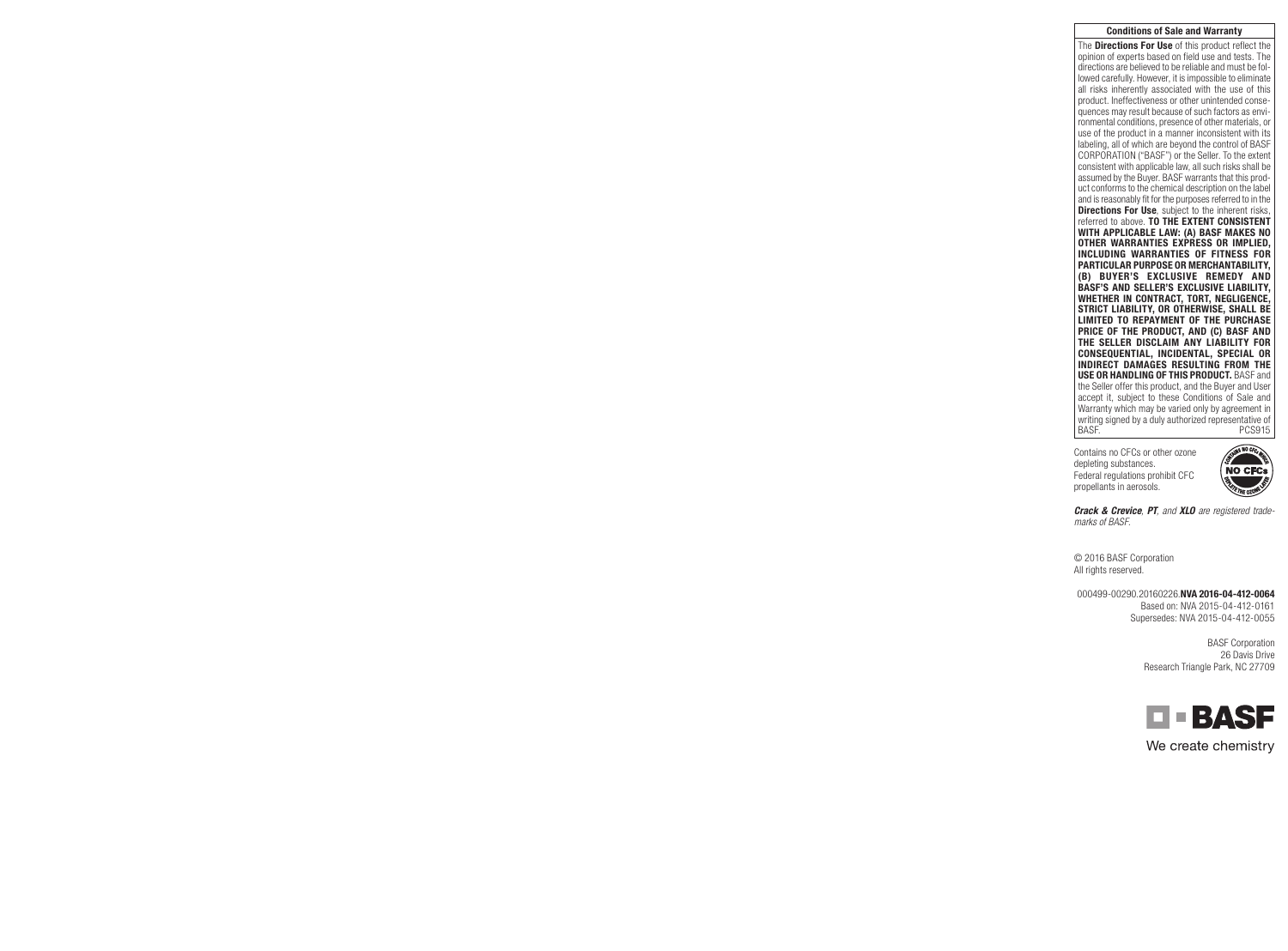## Conditions of Sale and Warranty

The **Directions For Use** of this product reflect the opinion of experts based on field use and tests. The directions are believed to be reliable and must be followed carefully. However, it is impossible to eliminate all risks inherently associated with the use of this product. Ineffectiveness or other unintended consequences may result because of such factors as environmental conditions, presence of other materials, or use of the product in a manner inconsistent with its labeling, all of which are beyond the control of BASF CORPORATION ("BASF") or the Seller. To the extent consistent with applicable law, all such risks shall be assumed by the Buyer. BASF warrants that this product conforms to the chemical description on the label and is reasonably fit for the purposes referred to in the **Directions For Use**, subject to the inherent risks, referred to above. **TO THE EXTENT CONSISTENT WITH APPLICABLE LAW: (A) BASF MAKES NO OTHER WARRANTIES EXPRESS OR IMPLIED, INCLUDING WARRANTIES OF FITNESS FOR PARTICULAR PURPOSE OR MERCHANTABILITY, (B) BUYER'S EXCLUSIVE REMEDY AND BASF'S AND SELLER'S EXCLUSIVE LIABILITY, WHETHER IN CONTRACT, TORT, NEGLIGENCE, STRICT LIABILITY, OR OTHERWISE, SHALL BE LIMITED TO REPAYMENT OF THE PURCHASE PRICE OF THE PRODUCT, AND (C) BASF AND THE SELLER DISCLAIM ANY LIABILITY FOR CONSEQUENTIAL, INCIDENTAL, SPECIAL OR INDIRECT DAMAGES RESULTING FROM THE USE OR HANDLING OF THIS PRODUCT.** BASF and the Seller offer this product, and the Buyer and User accept it, subject to these Conditions of Sale and Warranty which may be varied only by agreement in writing signed by a duly authorized representative of BASF. PCS915

Contains no CFCs or other ozone depleting substances.
Federal regulations prohibit CFC propellants in aerosols.

CONTAINS NO CFCs WHICH NO CFCs DEPLETE THE OZONE LAYER

***Crack & Crevice**, **PT**, and **XLO** are registered trademarks of BASF.*

© 2016 BASF Corporation
All rights reserved.

000499-00290.20160226.**NVA 2016-04-412-0064**
Based on: NVA 2015-04-412-0161
Supersedes: NVA 2015-04-412-0055

BASF Corporation
26 Davis Drive
Research Triangle Park, NC 27709

BASF
We create chemistry